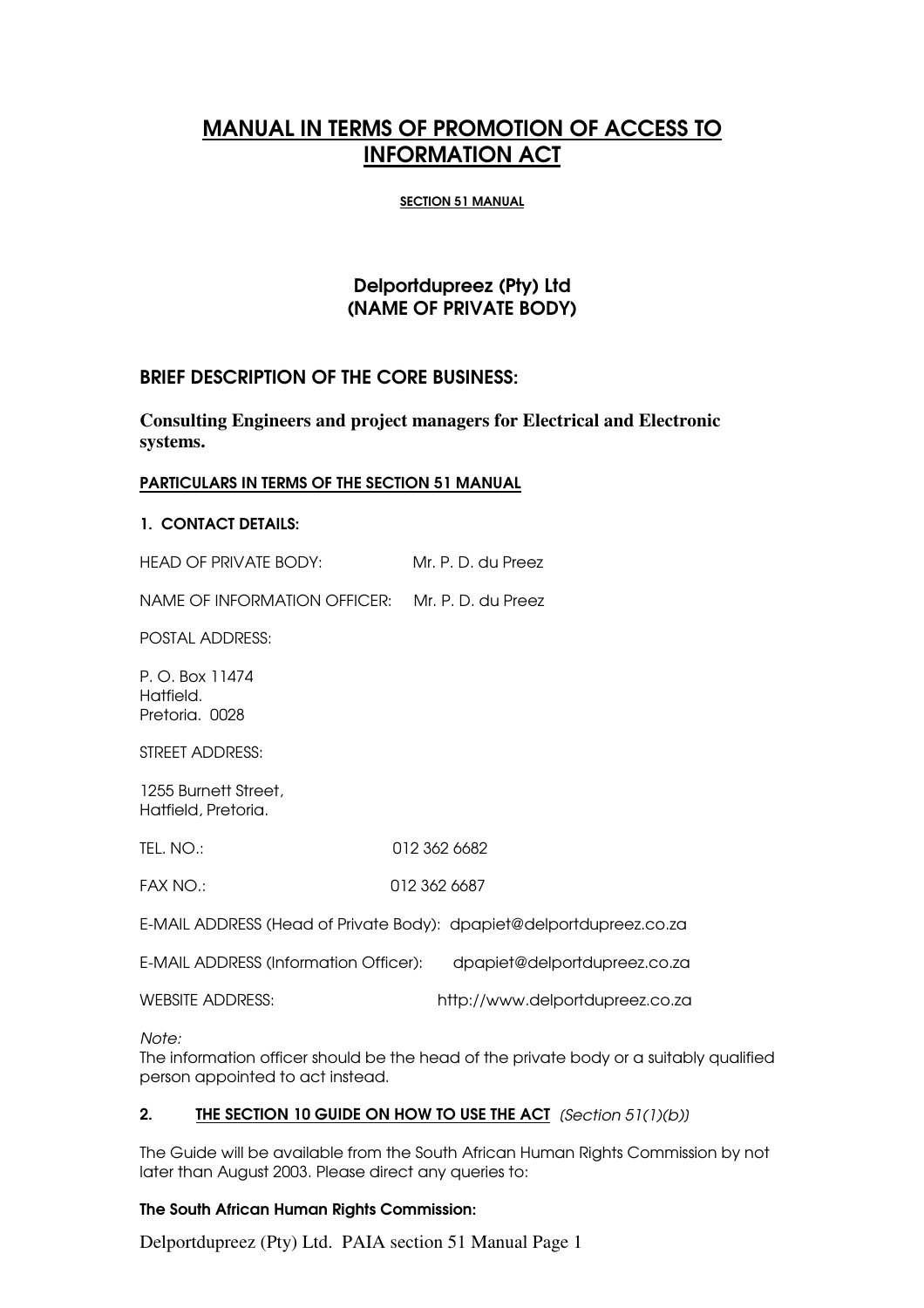# MANUAL IN TERMS OF PROMOTION OF ACCESS TO INFORMATION ACT

**SECTION 51 MANUAL**

### Delportdupreez (Pty) Ltd
### (NAME OF PRIVATE BODY)

## BRIEF DESCRIPTION OF THE CORE BUSINESS:

**Consulting Engineers and project managers for Electrical and Electronic systems.**

**PARTICULARS IN TERMS OF THE SECTION 51 MANUAL**

### 1. CONTACT DETAILS:

HEAD OF PRIVATE BODY: Mr. P. D. du Preez

NAME OF INFORMATION OFFICER: Mr. P. D. du Preez

POSTAL ADDRESS:

P. O. Box 11474
Hatfield.
Pretoria. 0028

STREET ADDRESS:

1255 Burnett Street,
Hatfield, Pretoria.

TEL. NO.: 012 362 6682

FAX NO.: 012 362 6687

E-MAIL ADDRESS (Head of Private Body): dpapiet@delportdupreez.co.za

E-MAIL ADDRESS (Information Officer): dpapiet@delportdupreez.co.za

WEBSITE ADDRESS: http://www.delportdupreez.co.za

*Note:*
The information officer should be the head of the private body or a suitably qualified person appointed to act instead.

### 2. THE SECTION 10 GUIDE ON HOW TO USE THE ACT *(Section 51(1)(b))*

The Guide will be available from the South African Human Rights Commission by not later than August 2003. Please direct any queries to:

**The South African Human Rights Commission:**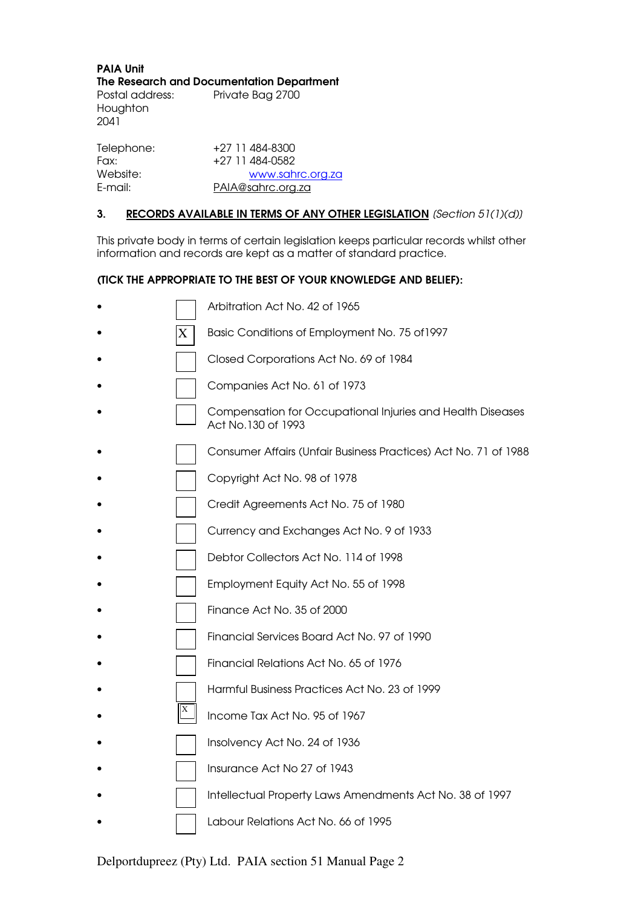**PAIA Unit**
**The Research and Documentation Department**
Postal address: Private Bag 2700
Houghton
2041

Telephone: +27 11 484-8300
Fax: +27 11 484-0582
Website: www.sahrc.org.za
E-mail: PAIA@sahrc.org.za

**3. RECORDS AVAILABLE IN TERMS OF ANY OTHER LEGISLATION** *(Section 51(1)(d))*

This private body in terms of certain legislation keeps particular records whilst other information and records are kept as a matter of standard practice.

**(TICK THE APPROPRIATE TO THE BEST OF YOUR KNOWLEDGE AND BELIEF):**

- [ ] Arbitration Act No. 42 of 1965
- [X] Basic Conditions of Employment No. 75 of1997
- [ ] Closed Corporations Act No. 69 of 1984
- [ ] Companies Act No. 61 of 1973
- [ ] Compensation for Occupational Injuries and Health Diseases Act No.130 of 1993
- [ ] Consumer Affairs (Unfair Business Practices) Act No. 71 of 1988
- [ ] Copyright Act No. 98 of 1978
- [ ] Credit Agreements Act No. 75 of 1980
- [ ] Currency and Exchanges Act No. 9 of 1933
- [ ] Debtor Collectors Act No. 114 of 1998
- [ ] Employment Equity Act No. 55 of 1998
- [ ] Finance Act No. 35 of 2000
- [ ] Financial Services Board Act No. 97 of 1990
- [ ] Financial Relations Act No. 65 of 1976
- [ ] Harmful Business Practices Act No. 23 of 1999
- [X] Income Tax Act No. 95 of 1967
- [ ] Insolvency Act No. 24 of 1936
- [ ] Insurance Act No 27 of 1943
- [ ] Intellectual Property Laws Amendments Act No. 38 of 1997
- [ ] Labour Relations Act No. 66 of 1995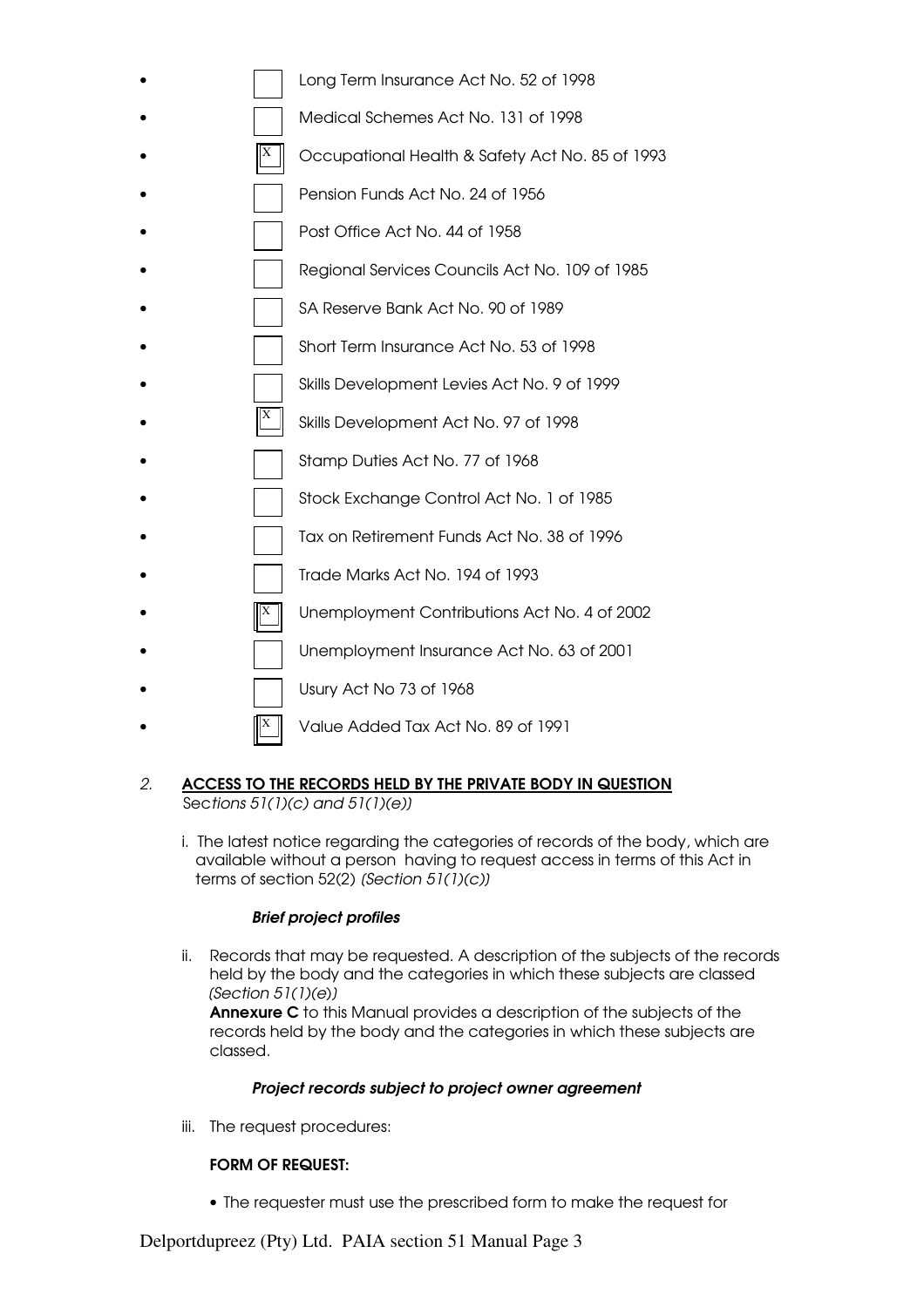- [ ] Long Term Insurance Act No. 52 of 1998
- [ ] Medical Schemes Act No. 131 of 1998
- [x] Occupational Health & Safety Act No. 85 of 1993
- [ ] Pension Funds Act No. 24 of 1956
- [ ] Post Office Act No. 44 of 1958
- [ ] Regional Services Councils Act No. 109 of 1985
- [ ] SA Reserve Bank Act No. 90 of 1989
- [ ] Short Term Insurance Act No. 53 of 1998
- [ ] Skills Development Levies Act No. 9 of 1999
- [x] Skills Development Act No. 97 of 1998
- [ ] Stamp Duties Act No. 77 of 1968
- [ ] Stock Exchange Control Act No. 1 of 1985
- [ ] Tax on Retirement Funds Act No. 38 of 1996
- [ ] Trade Marks Act No. 194 of 1993
- [x] Unemployment Contributions Act No. 4 of 2002
- [ ] Unemployment Insurance Act No. 63 of 2001
- [ ] Usury Act No 73 of 1968
- [x] Value Added Tax Act No. 89 of 1991

## *2.* <u>ACCESS TO THE RECORDS HELD BY THE PRIVATE BODY IN QUESTION</u>

*Sections 51(1)(c) and 51(1)(e))*

i. The latest notice regarding the categories of records of the body, which are available without a person having to request access in terms of this Act in terms of section 52(2) *(Section 51(1)(c))*

***Brief project profiles***

ii. Records that may be requested. A description of the subjects of the records held by the body and the categories in which these subjects are classed *(Section 51(1)(e))*
**Annexure C** to this Manual provides a description of the subjects of the records held by the body and the categories in which these subjects are classed.

***Project records subject to project owner agreement***

iii. The request procedures:

**FORM OF REQUEST:**

- The requester must use the prescribed form to make the request for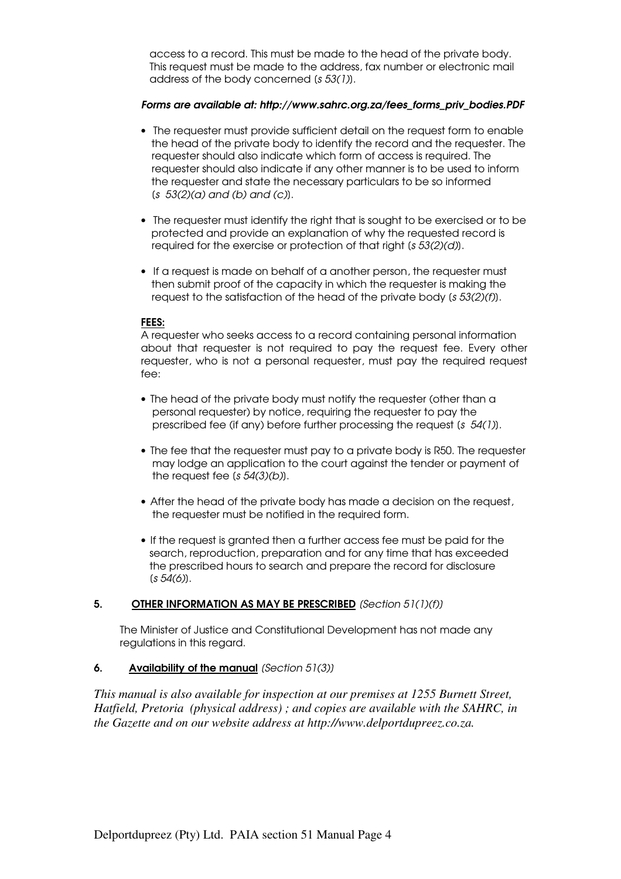access to a record. This must be made to the head of the private body. This request must be made to the address, fax number or electronic mail address of the body concerned (*s 53(1)*).

***Forms are available at: http://www.sahrc.org.za/fees_forms_priv_bodies.PDF***

- The requester must provide sufficient detail on the request form to enable the head of the private body to identify the record and the requester. The requester should also indicate which form of access is required. The requester should also indicate if any other manner is to be used to inform the requester and state the necessary particulars to be so informed (*s 53(2)(a) and (b) and (c)*).
- The requester must identify the right that is sought to be exercised or to be protected and provide an explanation of why the requested record is required for the exercise or protection of that right (*s 53(2)(d)*).
- If a request is made on behalf of a another person, the requester must then submit proof of the capacity in which the requester is making the request to the satisfaction of the head of the private body (*s 53(2)(f)*).

**FEES:**

A requester who seeks access to a record containing personal information about that requester is not required to pay the request fee. Every other requester, who is not a personal requester, must pay the required request fee:

- The head of the private body must notify the requester (other than a personal requester) by notice, requiring the requester to pay the prescribed fee (if any) before further processing the request (*s 54(1)*).
- The fee that the requester must pay to a private body is R50. The requester may lodge an application to the court against the tender or payment of the request fee (*s 54(3)(b)*).
- After the head of the private body has made a decision on the request, the requester must be notified in the required form.
- If the request is granted then a further access fee must be paid for the search, reproduction, preparation and for any time that has exceeded the prescribed hours to search and prepare the record for disclosure (*s 54(6)*).

## 5. OTHER INFORMATION AS MAY BE PRESCRIBED *(Section 51(1)(f))*

The Minister of Justice and Constitutional Development has not made any regulations in this regard.

## 6. Availability of the manual *(Section 51(3))*

*This manual is also available for inspection at our premises at 1255 Burnett Street, Hatfield, Pretoria (physical address) ; and copies are available with the SAHRC, in the Gazette and on our website address at http://www.delportdupreez.co.za.*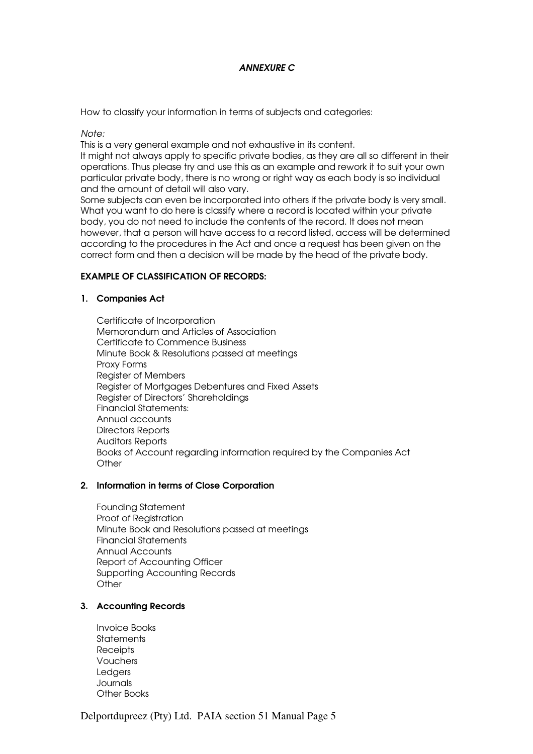*ANNEXURE C*

How to classify your information in terms of subjects and categories:

*Note:*

This is a very general example and not exhaustive in its content.

It might not always apply to specific private bodies, as they are all so different in their operations. Thus please try and use this as an example and rework it to suit your own particular private body, there is no wrong or right way as each body is so individual and the amount of detail will also vary.

Some subjects can even be incorporated into others if the private body is very small. What you want to do here is classify where a record is located within your private body, you do not need to include the contents of the record. It does not mean however, that a person will have access to a record listed, access will be determined according to the procedures in the Act and once a request has been given on the correct form and then a decision will be made by the head of the private body.

**EXAMPLE OF CLASSIFICATION OF RECORDS:**

**1. Companies Act**

Certificate of Incorporation
Memorandum and Articles of Association
Certificate to Commence Business
Minute Book & Resolutions passed at meetings
Proxy Forms
Register of Members
Register of Mortgages Debentures and Fixed Assets
Register of Directors' Shareholdings
Financial Statements:
Annual accounts
Directors Reports
Auditors Reports
Books of Account regarding information required by the Companies Act
Other

**2. Information in terms of Close Corporation**

Founding Statement
Proof of Registration
Minute Book and Resolutions passed at meetings
Financial Statements
Annual Accounts
Report of Accounting Officer
Supporting Accounting Records
Other

**3. Accounting Records**

Invoice Books
Statements
Receipts
Vouchers
Ledgers
Journals
Other Books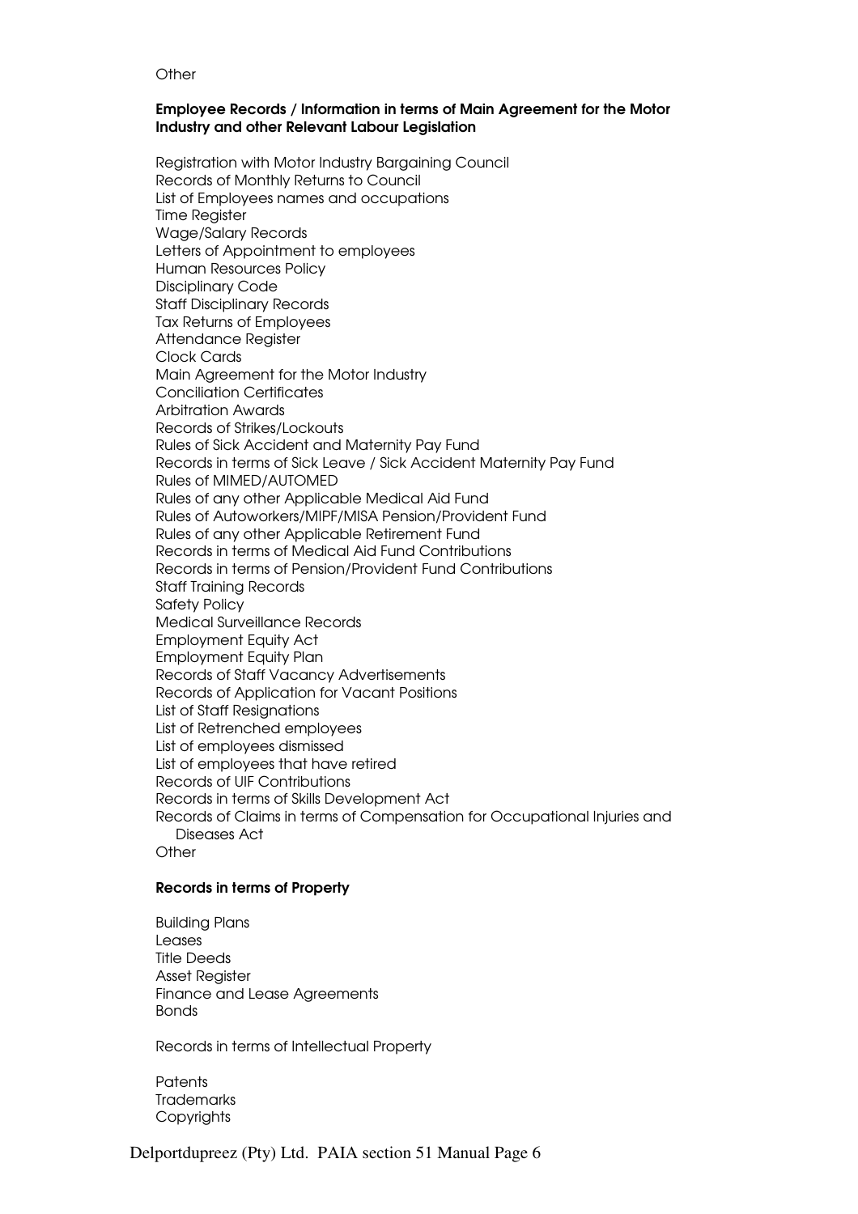Other

**Employee Records / Information in terms of Main Agreement for the Motor Industry and other Relevant Labour Legislation**

Registration with Motor Industry Bargaining Council
Records of Monthly Returns to Council
List of Employees names and occupations
Time Register
Wage/Salary Records
Letters of Appointment to employees
Human Resources Policy
Disciplinary Code
Staff Disciplinary Records
Tax Returns of Employees
Attendance Register
Clock Cards
Main Agreement for the Motor Industry
Conciliation Certificates
Arbitration Awards
Records of Strikes/Lockouts
Rules of Sick Accident and Maternity Pay Fund
Records in terms of Sick Leave / Sick Accident Maternity Pay Fund
Rules of MIMED/AUTOMED
Rules of any other Applicable Medical Aid Fund
Rules of Autoworkers/MIPF/MISA Pension/Provident Fund
Rules of any other Applicable Retirement Fund
Records in terms of Medical Aid Fund Contributions
Records in terms of Pension/Provident Fund Contributions
Staff Training Records
Safety Policy
Medical Surveillance Records
Employment Equity Act
Employment Equity Plan
Records of Staff Vacancy Advertisements
Records of Application for Vacant Positions
List of Staff Resignations
List of Retrenched employees
List of employees dismissed
List of employees that have retired
Records of UIF Contributions
Records in terms of Skills Development Act
Records of Claims in terms of Compensation for Occupational Injuries and Diseases Act
Other

**Records in terms of Property**

Building Plans
Leases
Title Deeds
Asset Register
Finance and Lease Agreements
Bonds

Records in terms of Intellectual Property

Patents
Trademarks
Copyrights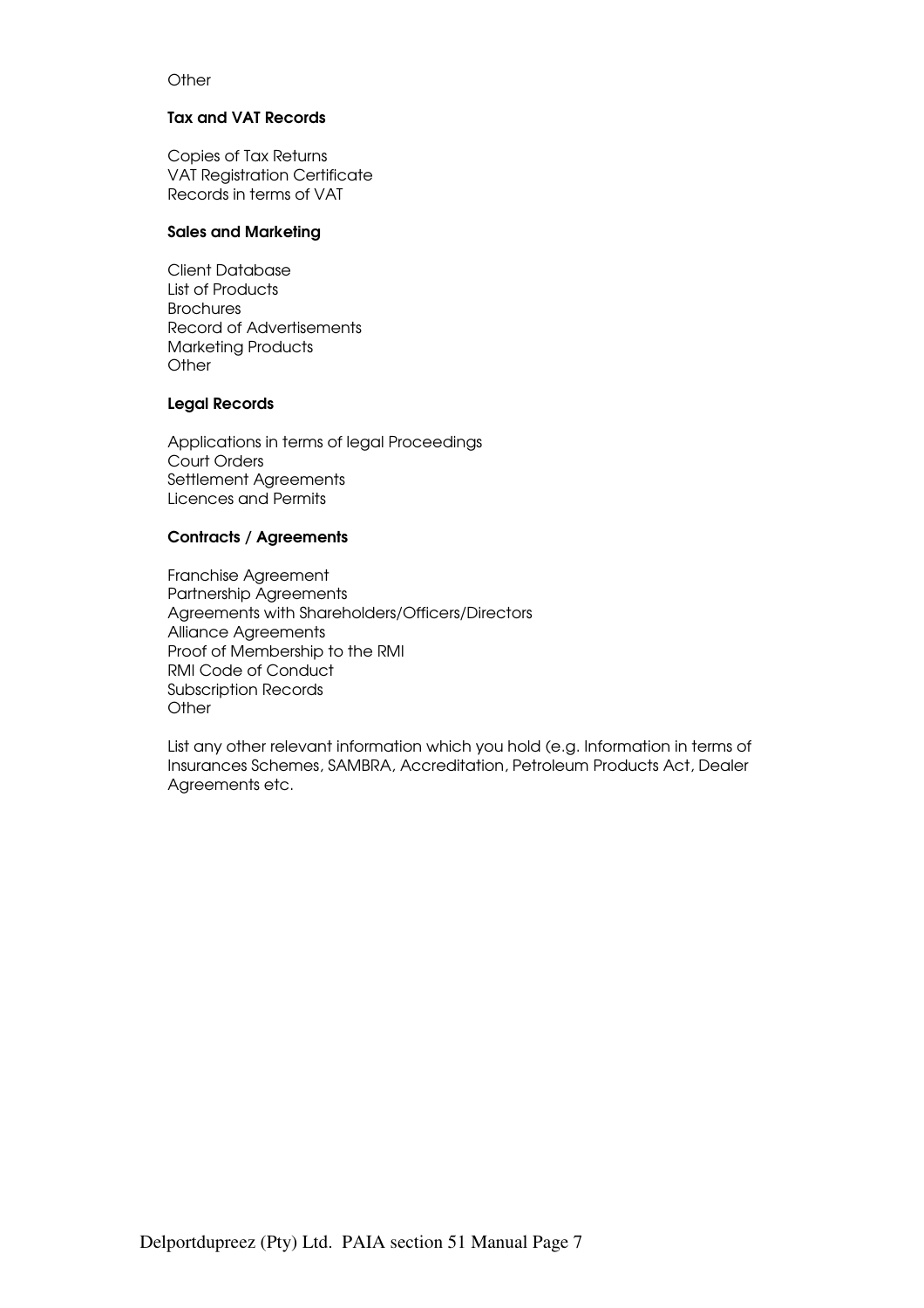Other

**Tax and VAT Records**

Copies of Tax Returns
VAT Registration Certificate
Records in terms of VAT

**Sales and Marketing**

Client Database
List of Products
Brochures
Record of Advertisements
Marketing Products
Other

**Legal Records**

Applications in terms of legal Proceedings
Court Orders
Settlement Agreements
Licences and Permits

**Contracts / Agreements**

Franchise Agreement
Partnership Agreements
Agreements with Shareholders/Officers/Directors
Alliance Agreements
Proof of Membership to the RMI
RMI Code of Conduct
Subscription Records
Other

List any other relevant information which you hold (e.g. Information in terms of Insurances Schemes, SAMBRA, Accreditation, Petroleum Products Act, Dealer Agreements etc.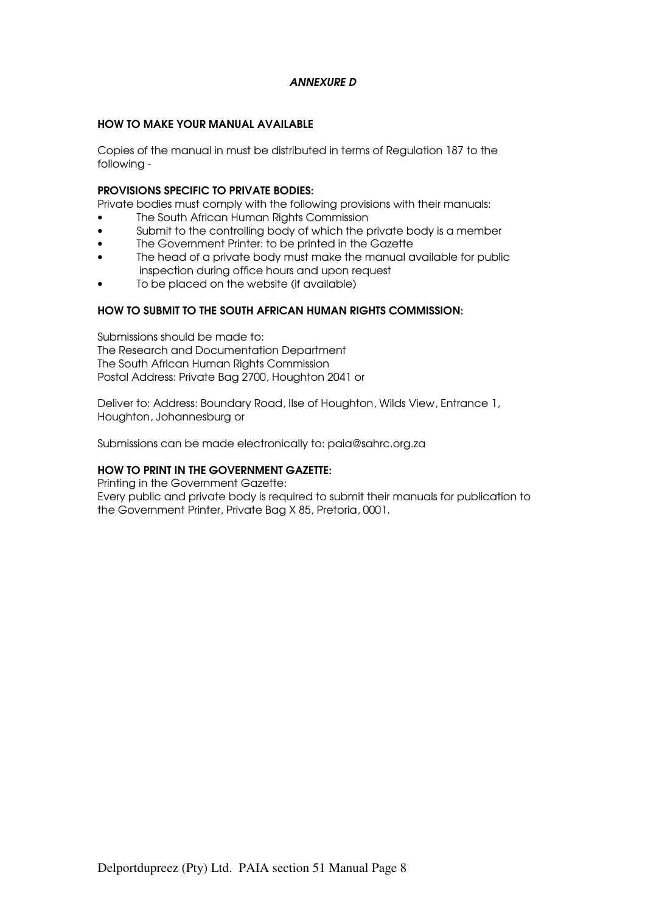*ANNEXURE D*

**HOW TO MAKE YOUR MANUAL AVAILABLE**

Copies of the manual in must be distributed in terms of Regulation 187 to the following -

**PROVISIONS SPECIFIC TO PRIVATE BODIES:**

Private bodies must comply with the following provisions with their manuals:

- The South African Human Rights Commission
- Submit to the controlling body of which the private body is a member
- The Government Printer: to be printed in the Gazette
- The head of a private body must make the manual available for public inspection during office hours and upon request
- To be placed on the website (if available)

**HOW TO SUBMIT TO THE SOUTH AFRICAN HUMAN RIGHTS COMMISSION:**

Submissions should be made to:
The Research and Documentation Department
The South African Human Rights Commission
Postal Address: Private Bag 2700, Houghton 2041 or

Deliver to: Address: Boundary Road, Ilse of Houghton, Wilds View, Entrance 1, Houghton, Johannesburg or

Submissions can be made electronically to: paia@sahrc.org.za

**HOW TO PRINT IN THE GOVERNMENT GAZETTE:**

Printing in the Government Gazette:
Every public and private body is required to submit their manuals for publication to the Government Printer, Private Bag X 85, Pretoria, 0001.